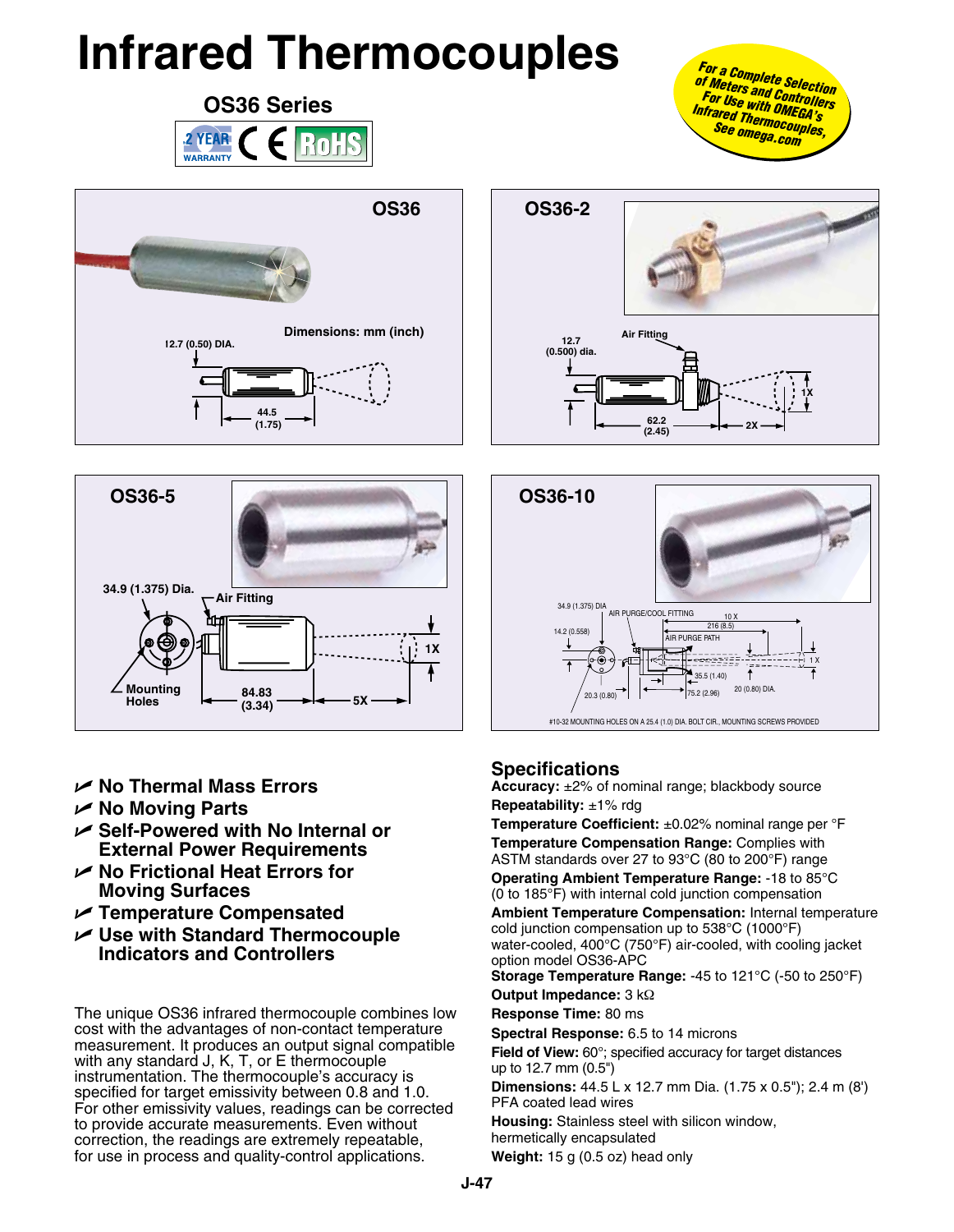# Infrared Thermocouples

## OS36 Series

2 YEAR WARRANTY CE RoHS

*For a Complete Selection of Meters and Controllers For Use with OMEGA's Infrared Thermocouples, See omega.com*

### OS36

Dimensions: mm (inch)

12.7 (0.50) DIA.

44.5 (1.75)

### OS36-2

Air Fitting

12.7 (0.500) dia.

62.2 (2.45)

2X

1X

### OS36-5

34.9 (1.375) Dia.

Air Fitting

Mounting Holes

84.83 (3.34)

5X

1X

### OS36-10

34.9 (1.375) DIA

AIR PURGE/COOL FITTING

10 X

216 (8.5)

14.2 (0.558)

AIR PURGE PATH

1 X

35.5 (1.40)

20.3 (0.80)

75.2 (2.96)

20 (0.80) DIA.

#10-32 MOUNTING HOLES ON A 25.4 (1.0) DIA. BOLT CIR., MOUNTING SCREWS PROVIDED

- **No Thermal Mass Errors**
- **No Moving Parts**
- **Self-Powered with No Internal or External Power Requirements**
- **No Frictional Heat Errors for Moving Surfaces**
- **Temperature Compensated**
- **Use with Standard Thermocouple Indicators and Controllers**

The unique OS36 infrared thermocouple combines low cost with the advantages of non-contact temperature measurement. It produces an output signal compatible with any standard J, K, T, or E thermocouple instrumentation. The thermocouple's accuracy is specified for target emissivity between 0.8 and 1.0. For other emissivity values, readings can be corrected to provide accurate measurements. Even without correction, the readings are extremely repeatable, for use in process and quality-control applications.

## Specifications

**Accuracy:** ±2% of nominal range; blackbody source

**Repeatability:** ±1% rdg

**Temperature Coefficient:** ±0.02% nominal range per °F

**Temperature Compensation Range:** Complies with ASTM standards over 27 to 93°C (80 to 200°F) range

**Operating Ambient Temperature Range:** -18 to 85°C (0 to 185°F) with internal cold junction compensation

**Ambient Temperature Compensation:** Internal temperature cold junction compensation up to 538°C (1000°F) water-cooled, 400°C (750°F) air-cooled, with cooling jacket option model OS36-APC

**Storage Temperature Range:** -45 to 121°C (-50 to 250°F)

**Output Impedance:** 3 kΩ

**Response Time:** 80 ms

**Spectral Response:** 6.5 to 14 microns

**Field of View:** 60°; specified accuracy for target distances up to 12.7 mm (0.5")

**Dimensions:** 44.5 L x 12.7 mm Dia. (1.75 x 0.5"); 2.4 m (8') PFA coated lead wires

**Housing:** Stainless steel with silicon window, hermetically encapsulated

**Weight:** 15 g (0.5 oz) head only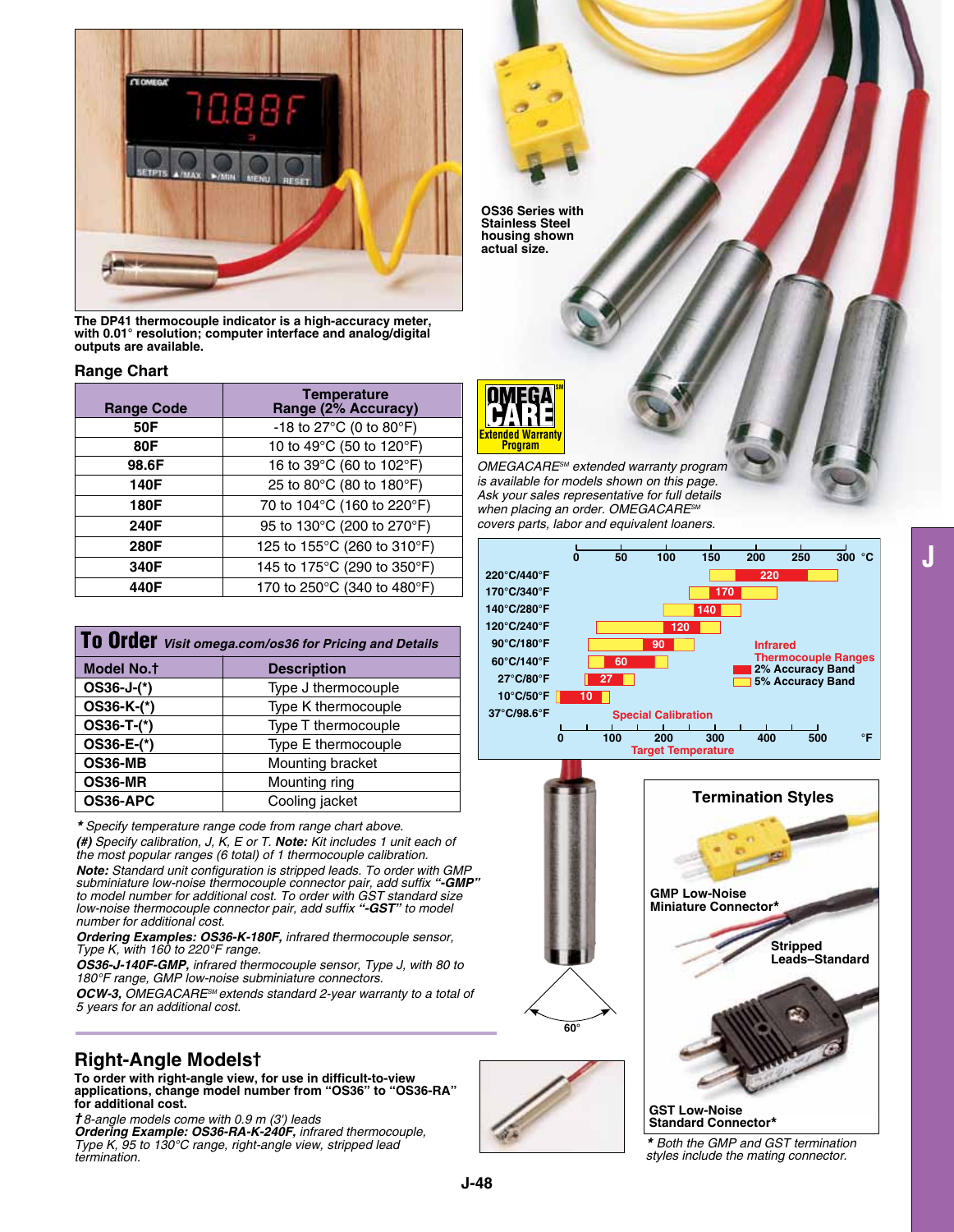The DP41 thermocouple indicator is a high-accuracy meter, with 0.01° resolution; computer interface and analog/digital outputs are available.

OS36 Series with Stainless Steel housing shown actual size.

## Range Chart

| Range Code | Temperature Range (2% Accuracy) |
|---|---|
| 50F | -18 to 27°C (0 to 80°F) |
| 80F | 10 to 49°C (50 to 120°F) |
| 98.6F | 16 to 39°C (60 to 102°F) |
| 140F | 25 to 80°C (80 to 180°F) |
| 180F | 70 to 104°C (160 to 220°F) |
| 240F | 95 to 130°C (200 to 270°F) |
| 280F | 125 to 155°C (260 to 310°F) |
| 340F | 145 to 175°C (290 to 350°F) |
| 440F | 170 to 250°C (340 to 480°F) |

OMEGA CARE[SM] Extended Warranty Program

*OMEGACARE[SM] extended warranty program is available for models shown on this page. Ask your sales representative for full details when placing an order. OMEGACARE[SM] covers parts, labor and equivalent loaners.*

0 50 100 150 200 250 300 °C

220°C/440°F 220
170°C/340°F 170
140°C/280°F 140
120°C/240°F 120
90°C/180°F 90
60°C/140°F 60
27°C/80°F 27
10°C/50°F 10
37°C/98.6°F Special Calibration

Infrared Thermocouple Ranges
2% Accuracy Band
5% Accuracy Band

0 100 200 300 400 500 °F
Target Temperature

## To Order *Visit omega.com/os36 for Pricing and Details*

| Model No.† | Description |
|---|---|
| OS36-J-(*) | Type J thermocouple |
| OS36-K-(*) | Type K thermocouple |
| OS36-T-(*) | Type T thermocouple |
| OS36-E-(*) | Type E thermocouple |
| OS36-MB | Mounting bracket |
| OS36-MR | Mounting ring |
| OS36-APC | Cooling jacket |

*\* Specify temperature range code from range chart above.*

*(#) Specify calibration, J, K, E or T. **Note:** Kit includes 1 unit each of the most popular ranges (6 total) of 1 thermocouple calibration.*

***Note:** Standard unit configuration is stripped leads. To order with GMP subminiature low-noise thermocouple connector pair, add suffix **"-GMP"** to model number for additional cost. To order with GST standard size low-noise thermocouple connector pair, add suffix **"-GST"** to model number for additional cost.*

***Ordering Examples: OS36-K-180F,** infrared thermocouple sensor, Type K, with 160 to 220°F range.*

***OS36-J-140F-GMP,** infrared thermocouple sensor, Type J, with 80 to 180°F range, GMP low-noise subminiature connectors.*

***OCW-3,** OMEGACARE[SM] extends standard 2-year warranty to a total of 5 years for an additional cost.*

60°

## Termination Styles

GMP Low-Noise Miniature Connector*

Stripped Leads–Standard

GST Low-Noise Standard Connector*

*\* Both the GMP and GST termination styles include the mating connector.*

## Right-Angle Models†

**To order with right-angle view, for use in difficult-to-view applications, change model number from "OS36" to "OS36-RA" for additional cost.**

*† 8-angle models come with 0.9 m (3') leads*

***Ordering Example: OS36-RA-K-240F,** infrared thermocouple, Type K, 95 to 130°C range, right-angle view, stripped lead termination.*